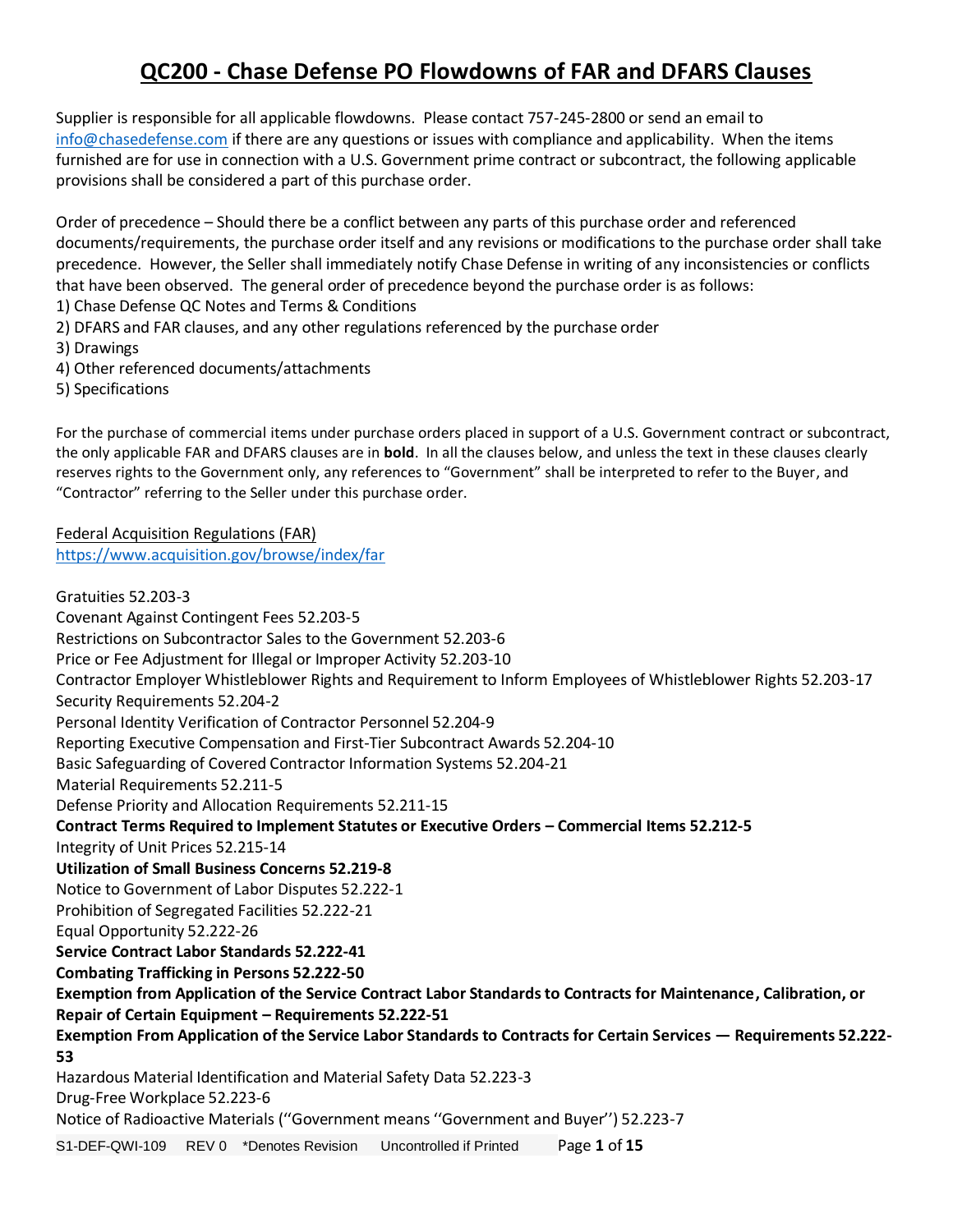# QC200 - Chase Defense PO Flowdowns of FAR and DFARS Clauses

Supplier is responsible for all applicable flowdowns. Please contact 757-245-2800 or send an email to info@chasedefense.com if there are any questions or issues with compliance and applicability. When the items furnished are for use in connection with a U.S. Government prime contract or subcontract, the following applicable provisions shall be considered a part of this purchase order.

Order of precedence – Should there be a conflict between any parts of this purchase order and referenced documents/requirements, the purchase order itself and any revisions or modifications to the purchase order shall take precedence. However, the Seller shall immediately notify Chase Defense in writing of any inconsistencies or conflicts that have been observed. The general order of precedence beyond the purchase order is as follows:

1) Chase Defense QC Notes and Terms & Conditions
2) DFARS and FAR clauses, and any other regulations referenced by the purchase order
3) Drawings
4) Other referenced documents/attachments
5) Specifications

For the purchase of commercial items under purchase orders placed in support of a U.S. Government contract or subcontract, the only applicable FAR and DFARS clauses are in **bold**. In all the clauses below, and unless the text in these clauses clearly reserves rights to the Government only, any references to "Government" shall be interpreted to refer to the Buyer, and "Contractor" referring to the Seller under this purchase order.

Federal Acquisition Regulations (FAR)
https://www.acquisition.gov/browse/index/far

Gratuities 52.203-3
Covenant Against Contingent Fees 52.203-5
Restrictions on Subcontractor Sales to the Government 52.203-6
Price or Fee Adjustment for Illegal or Improper Activity 52.203-10
Contractor Employer Whistleblower Rights and Requirement to Inform Employees of Whistleblower Rights 52.203-17
Security Requirements 52.204-2
Personal Identity Verification of Contractor Personnel 52.204-9
Reporting Executive Compensation and First-Tier Subcontract Awards 52.204-10
Basic Safeguarding of Covered Contractor Information Systems 52.204-21
Material Requirements 52.211-5
Defense Priority and Allocation Requirements 52.211-15
**Contract Terms Required to Implement Statutes or Executive Orders – Commercial Items 52.212-5**
Integrity of Unit Prices 52.215-14
**Utilization of Small Business Concerns 52.219-8**
Notice to Government of Labor Disputes 52.222-1
Prohibition of Segregated Facilities 52.222-21
Equal Opportunity 52.222-26
**Service Contract Labor Standards 52.222-41**
**Combating Trafficking in Persons 52.222-50**
**Exemption from Application of the Service Contract Labor Standards to Contracts for Maintenance, Calibration, or Repair of Certain Equipment – Requirements 52.222-51**
**Exemption From Application of the Service Labor Standards to Contracts for Certain Services — Requirements 52.222-53**
Hazardous Material Identification and Material Safety Data 52.223-3
Drug-Free Workplace 52.223-6
Notice of Radioactive Materials (''Government means ''Government and Buyer'') 52.223-7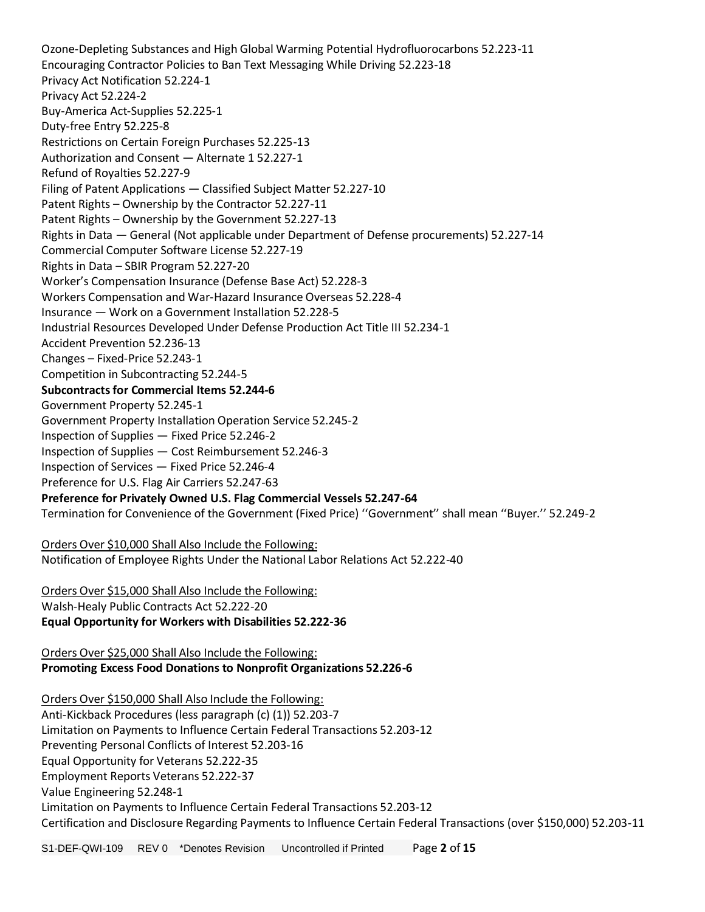Ozone-Depleting Substances and High Global Warming Potential Hydrofluorocarbons 52.223-11
Encouraging Contractor Policies to Ban Text Messaging While Driving 52.223-18
Privacy Act Notification 52.224-1
Privacy Act 52.224-2
Buy-America Act-Supplies 52.225-1
Duty-free Entry 52.225-8
Restrictions on Certain Foreign Purchases 52.225-13
Authorization and Consent — Alternate 1 52.227-1
Refund of Royalties 52.227-9
Filing of Patent Applications — Classified Subject Matter 52.227-10
Patent Rights – Ownership by the Contractor 52.227-11
Patent Rights – Ownership by the Government 52.227-13
Rights in Data — General (Not applicable under Department of Defense procurements) 52.227-14
Commercial Computer Software License 52.227-19
Rights in Data – SBIR Program 52.227-20
Worker's Compensation Insurance (Defense Base Act) 52.228-3
Workers Compensation and War-Hazard Insurance Overseas 52.228-4
Insurance — Work on a Government Installation 52.228-5
Industrial Resources Developed Under Defense Production Act Title III 52.234-1
Accident Prevention 52.236-13
Changes – Fixed-Price 52.243-1
Competition in Subcontracting 52.244-5
**Subcontracts for Commercial Items 52.244-6**
Government Property 52.245-1
Government Property Installation Operation Service 52.245-2
Inspection of Supplies — Fixed Price 52.246-2
Inspection of Supplies — Cost Reimbursement 52.246-3
Inspection of Services — Fixed Price 52.246-4
Preference for U.S. Flag Air Carriers 52.247-63
**Preference for Privately Owned U.S. Flag Commercial Vessels 52.247-64**
Termination for Convenience of the Government (Fixed Price) ''Government'' shall mean ''Buyer.'' 52.249-2

<u>Orders Over $10,000 Shall Also Include the Following:</u>
Notification of Employee Rights Under the National Labor Relations Act 52.222-40

<u>Orders Over $15,000 Shall Also Include the Following:</u>
Walsh-Healy Public Contracts Act 52.222-20
**Equal Opportunity for Workers with Disabilities 52.222-36**

<u>Orders Over $25,000 Shall Also Include the Following:</u>
**Promoting Excess Food Donations to Nonprofit Organizations 52.226-6**

<u>Orders Over $150,000 Shall Also Include the Following:</u>
Anti-Kickback Procedures (less paragraph (c) (1)) 52.203-7
Limitation on Payments to Influence Certain Federal Transactions 52.203-12
Preventing Personal Conflicts of Interest 52.203-16
Equal Opportunity for Veterans 52.222-35
Employment Reports Veterans 52.222-37
Value Engineering 52.248-1
Limitation on Payments to Influence Certain Federal Transactions 52.203-12
Certification and Disclosure Regarding Payments to Influence Certain Federal Transactions (over $150,000) 52.203-11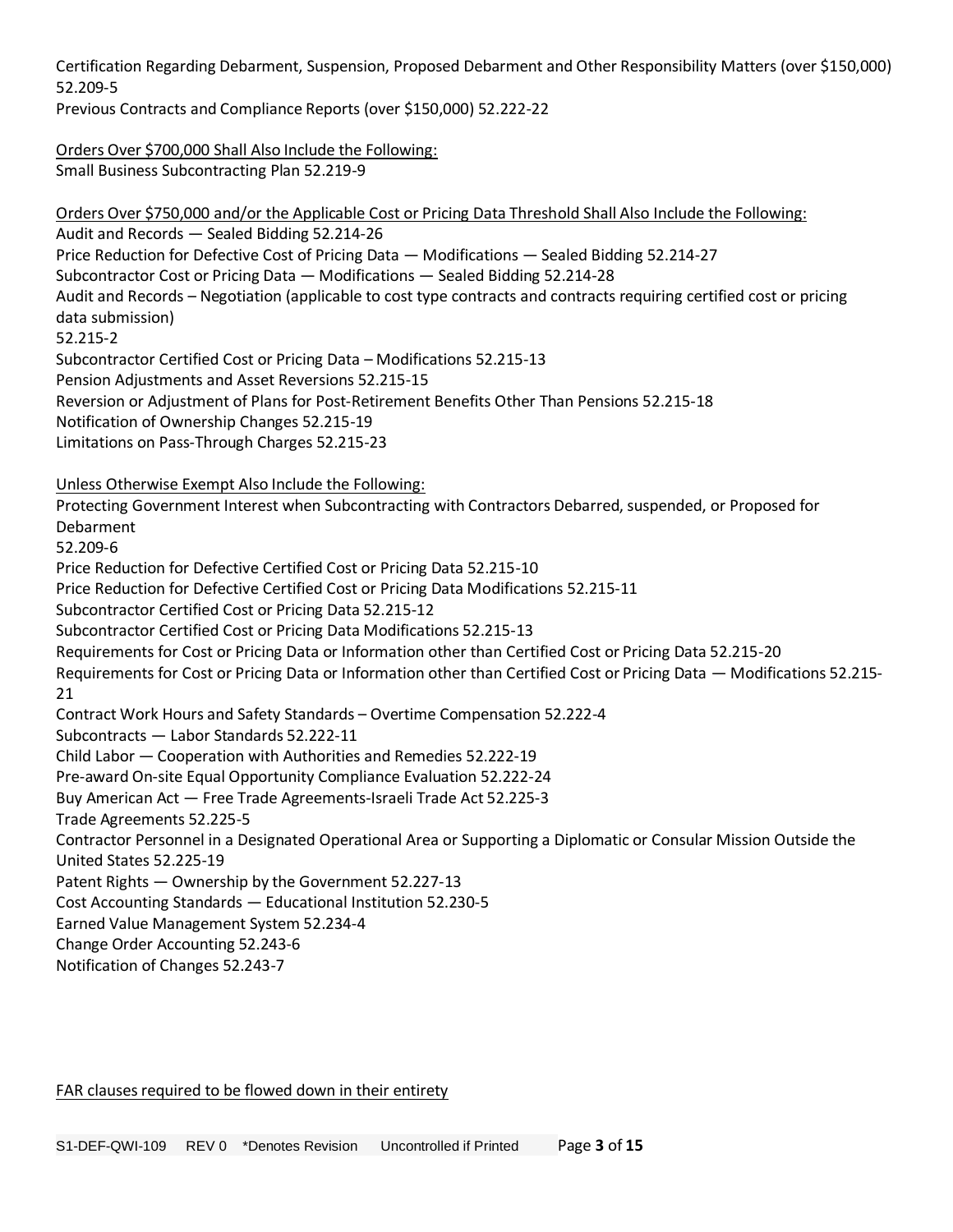Certification Regarding Debarment, Suspension, Proposed Debarment and Other Responsibility Matters (over $150,000) 52.209-5
Previous Contracts and Compliance Reports (over $150,000) 52.222-22

<u>Orders Over $700,000 Shall Also Include the Following:</u>
Small Business Subcontracting Plan 52.219-9

<u>Orders Over $750,000 and/or the Applicable Cost or Pricing Data Threshold Shall Also Include the Following:</u>
Audit and Records — Sealed Bidding 52.214-26
Price Reduction for Defective Cost of Pricing Data — Modifications — Sealed Bidding 52.214-27
Subcontractor Cost or Pricing Data — Modifications — Sealed Bidding 52.214-28
Audit and Records – Negotiation (applicable to cost type contracts and contracts requiring certified cost or pricing data submission)
52.215-2
Subcontractor Certified Cost or Pricing Data – Modifications 52.215-13
Pension Adjustments and Asset Reversions 52.215-15
Reversion or Adjustment of Plans for Post-Retirement Benefits Other Than Pensions 52.215-18
Notification of Ownership Changes 52.215-19
Limitations on Pass-Through Charges 52.215-23

<u>Unless Otherwise Exempt Also Include the Following:</u>
Protecting Government Interest when Subcontracting with Contractors Debarred, suspended, or Proposed for Debarment
52.209-6
Price Reduction for Defective Certified Cost or Pricing Data 52.215-10
Price Reduction for Defective Certified Cost or Pricing Data Modifications 52.215-11
Subcontractor Certified Cost or Pricing Data 52.215-12
Subcontractor Certified Cost or Pricing Data Modifications 52.215-13
Requirements for Cost or Pricing Data or Information other than Certified Cost or Pricing Data 52.215-20
Requirements for Cost or Pricing Data or Information other than Certified Cost or Pricing Data — Modifications 52.215-21
Contract Work Hours and Safety Standards – Overtime Compensation 52.222-4
Subcontracts — Labor Standards 52.222-11
Child Labor — Cooperation with Authorities and Remedies 52.222-19
Pre-award On-site Equal Opportunity Compliance Evaluation 52.222-24
Buy American Act — Free Trade Agreements-Israeli Trade Act 52.225-3
Trade Agreements 52.225-5
Contractor Personnel in a Designated Operational Area or Supporting a Diplomatic or Consular Mission Outside the United States 52.225-19
Patent Rights — Ownership by the Government 52.227-13
Cost Accounting Standards — Educational Institution 52.230-5
Earned Value Management System 52.234-4
Change Order Accounting 52.243-6
Notification of Changes 52.243-7

<u>FAR clauses required to be flowed down in their entirety</u>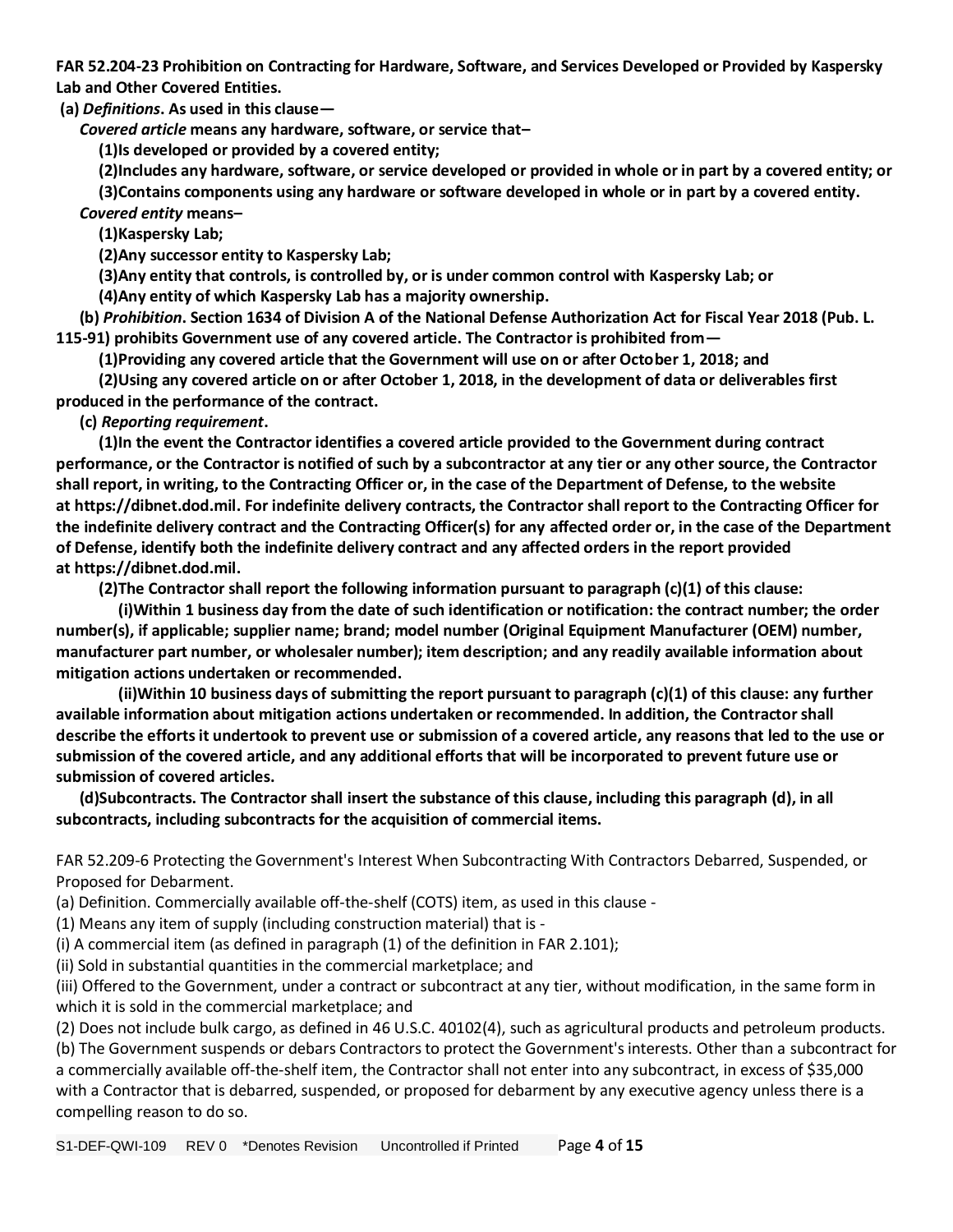**FAR 52.204-23 Prohibition on Contracting for Hardware, Software, and Services Developed or Provided by Kaspersky Lab and Other Covered Entities.**

**(a)** ***Definitions*****. As used in this clause—**

***Covered article*** **means any hardware, software, or service that–**

**(1)Is developed or provided by a covered entity;**

**(2)Includes any hardware, software, or service developed or provided in whole or in part by a covered entity; or**

**(3)Contains components using any hardware or software developed in whole or in part by a covered entity.**

***Covered entity*** **means–**

**(1)Kaspersky Lab;**

**(2)Any successor entity to Kaspersky Lab;**

**(3)Any entity that controls, is controlled by, or is under common control with Kaspersky Lab; or**

**(4)Any entity of which Kaspersky Lab has a majority ownership.**

**(b)** ***Prohibition*****. Section 1634 of Division A of the National Defense Authorization Act for Fiscal Year 2018 (Pub. L. 115-91) prohibits Government use of any covered article. The Contractor is prohibited from—**

**(1)Providing any covered article that the Government will use on or after October 1, 2018; and**

**(2)Using any covered article on or after October 1, 2018, in the development of data or deliverables first produced in the performance of the contract.**

**(c)** ***Reporting requirement*****.**

**(1)In the event the Contractor identifies a covered article provided to the Government during contract performance, or the Contractor is notified of such by a subcontractor at any tier or any other source, the Contractor shall report, in writing, to the Contracting Officer or, in the case of the Department of Defense, to the website at https://dibnet.dod.mil. For indefinite delivery contracts, the Contractor shall report to the Contracting Officer for the indefinite delivery contract and the Contracting Officer(s) for any affected order or, in the case of the Department of Defense, identify both the indefinite delivery contract and any affected orders in the report provided at https://dibnet.dod.mil.**

**(2)The Contractor shall report the following information pursuant to paragraph (c)(1) of this clause:**

**(i)Within 1 business day from the date of such identification or notification: the contract number; the order number(s), if applicable; supplier name; brand; model number (Original Equipment Manufacturer (OEM) number, manufacturer part number, or wholesaler number); item description; and any readily available information about mitigation actions undertaken or recommended.**

**(ii)Within 10 business days of submitting the report pursuant to paragraph (c)(1) of this clause: any further available information about mitigation actions undertaken or recommended. In addition, the Contractor shall describe the efforts it undertook to prevent use or submission of a covered article, any reasons that led to the use or submission of the covered article, and any additional efforts that will be incorporated to prevent future use or submission of covered articles.**

**(d)Subcontracts. The Contractor shall insert the substance of this clause, including this paragraph (d), in all subcontracts, including subcontracts for the acquisition of commercial items.**

FAR 52.209-6 Protecting the Government's Interest When Subcontracting With Contractors Debarred, Suspended, or Proposed for Debarment.

(a) Definition. Commercially available off-the-shelf (COTS) item, as used in this clause -

(1) Means any item of supply (including construction material) that is -

(i) A commercial item (as defined in paragraph (1) of the definition in FAR 2.101);

(ii) Sold in substantial quantities in the commercial marketplace; and

(iii) Offered to the Government, under a contract or subcontract at any tier, without modification, in the same form in which it is sold in the commercial marketplace; and

(2) Does not include bulk cargo, as defined in 46 U.S.C. 40102(4), such as agricultural products and petroleum products.

(b) The Government suspends or debars Contractors to protect the Government's interests. Other than a subcontract for a commercially available off-the-shelf item, the Contractor shall not enter into any subcontract, in excess of $35,000 with a Contractor that is debarred, suspended, or proposed for debarment by any executive agency unless there is a compelling reason to do so.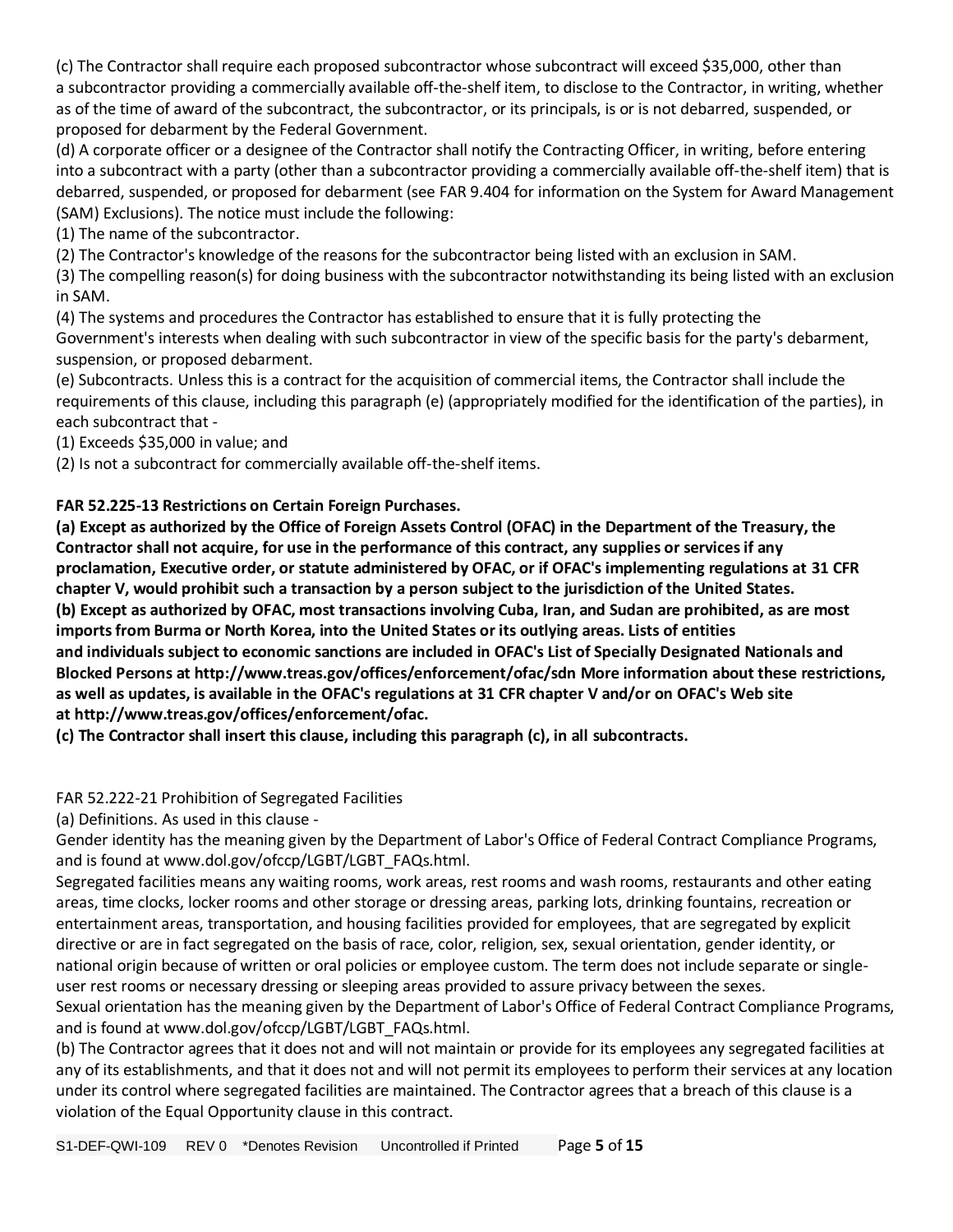(c) The Contractor shall require each proposed subcontractor whose subcontract will exceed $35,000, other than a subcontractor providing a commercially available off-the-shelf item, to disclose to the Contractor, in writing, whether as of the time of award of the subcontract, the subcontractor, or its principals, is or is not debarred, suspended, or proposed for debarment by the Federal Government.

(d) A corporate officer or a designee of the Contractor shall notify the Contracting Officer, in writing, before entering into a subcontract with a party (other than a subcontractor providing a commercially available off-the-shelf item) that is debarred, suspended, or proposed for debarment (see FAR 9.404 for information on the System for Award Management (SAM) Exclusions). The notice must include the following:

(1) The name of the subcontractor.

(2) The Contractor's knowledge of the reasons for the subcontractor being listed with an exclusion in SAM.

(3) The compelling reason(s) for doing business with the subcontractor notwithstanding its being listed with an exclusion in SAM.

(4) The systems and procedures the Contractor has established to ensure that it is fully protecting the Government's interests when dealing with such subcontractor in view of the specific basis for the party's debarment, suspension, or proposed debarment.

(e) Subcontracts. Unless this is a contract for the acquisition of commercial items, the Contractor shall include the requirements of this clause, including this paragraph (e) (appropriately modified for the identification of the parties), in each subcontract that -

(1) Exceeds $35,000 in value; and

(2) Is not a subcontract for commercially available off-the-shelf items.

**FAR 52.225-13 Restrictions on Certain Foreign Purchases.**

**(a) Except as authorized by the Office of Foreign Assets Control (OFAC) in the Department of the Treasury, the Contractor shall not acquire, for use in the performance of this contract, any supplies or services if any proclamation, Executive order, or statute administered by OFAC, or if OFAC's implementing regulations at 31 CFR chapter V, would prohibit such a transaction by a person subject to the jurisdiction of the United States.**

**(b) Except as authorized by OFAC, most transactions involving Cuba, Iran, and Sudan are prohibited, as are most imports from Burma or North Korea, into the United States or its outlying areas. Lists of entities and individuals subject to economic sanctions are included in OFAC's List of Specially Designated Nationals and Blocked Persons at http://www.treas.gov/offices/enforcement/ofac/sdn More information about these restrictions, as well as updates, is available in the OFAC's regulations at 31 CFR chapter V and/or on OFAC's Web site at http://www.treas.gov/offices/enforcement/ofac.**

**(c) The Contractor shall insert this clause, including this paragraph (c), in all subcontracts.**

FAR 52.222-21 Prohibition of Segregated Facilities

(a) Definitions. As used in this clause -

Gender identity has the meaning given by the Department of Labor's Office of Federal Contract Compliance Programs, and is found at www.dol.gov/ofccp/LGBT/LGBT_FAQs.html.

Segregated facilities means any waiting rooms, work areas, rest rooms and wash rooms, restaurants and other eating areas, time clocks, locker rooms and other storage or dressing areas, parking lots, drinking fountains, recreation or entertainment areas, transportation, and housing facilities provided for employees, that are segregated by explicit directive or are in fact segregated on the basis of race, color, religion, sex, sexual orientation, gender identity, or national origin because of written or oral policies or employee custom. The term does not include separate or single-user rest rooms or necessary dressing or sleeping areas provided to assure privacy between the sexes.

Sexual orientation has the meaning given by the Department of Labor's Office of Federal Contract Compliance Programs, and is found at www.dol.gov/ofccp/LGBT/LGBT_FAQs.html.

(b) The Contractor agrees that it does not and will not maintain or provide for its employees any segregated facilities at any of its establishments, and that it does not and will not permit its employees to perform their services at any location under its control where segregated facilities are maintained. The Contractor agrees that a breach of this clause is a violation of the Equal Opportunity clause in this contract.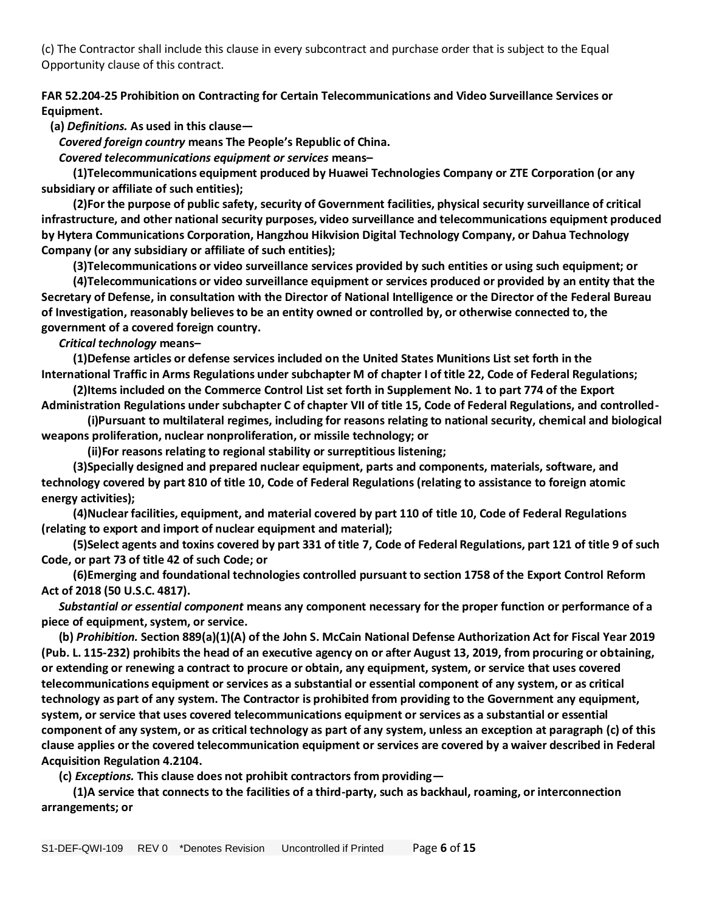(c) The Contractor shall include this clause in every subcontract and purchase order that is subject to the Equal Opportunity clause of this contract.

**FAR 52.204-25 Prohibition on Contracting for Certain Telecommunications and Video Surveillance Services or Equipment.**

**(a) *Definitions.* As used in this clause—**

***Covered foreign country* means The People's Republic of China.**

***Covered telecommunications equipment or services* means–**

**(1)Telecommunications equipment produced by Huawei Technologies Company or ZTE Corporation (or any subsidiary or affiliate of such entities);**

**(2)For the purpose of public safety, security of Government facilities, physical security surveillance of critical infrastructure, and other national security purposes, video surveillance and telecommunications equipment produced by Hytera Communications Corporation, Hangzhou Hikvision Digital Technology Company, or Dahua Technology Company (or any subsidiary or affiliate of such entities);**

**(3)Telecommunications or video surveillance services provided by such entities or using such equipment; or**

**(4)Telecommunications or video surveillance equipment or services produced or provided by an entity that the Secretary of Defense, in consultation with the Director of National Intelligence or the Director of the Federal Bureau of Investigation, reasonably believes to be an entity owned or controlled by, or otherwise connected to, the government of a covered foreign country.**

***Critical technology* means–**

**(1)Defense articles or defense services included on the United States Munitions List set forth in the International Traffic in Arms Regulations under subchapter M of chapter I of title 22, Code of Federal Regulations;**

**(2)Items included on the Commerce Control List set forth in Supplement No. 1 to part 774 of the Export Administration Regulations under subchapter C of chapter VII of title 15, Code of Federal Regulations, and controlled-**

**(i)Pursuant to multilateral regimes, including for reasons relating to national security, chemical and biological weapons proliferation, nuclear nonproliferation, or missile technology; or**

**(ii)For reasons relating to regional stability or surreptitious listening;**

**(3)Specially designed and prepared nuclear equipment, parts and components, materials, software, and technology covered by part 810 of title 10, Code of Federal Regulations (relating to assistance to foreign atomic energy activities);**

**(4)Nuclear facilities, equipment, and material covered by part 110 of title 10, Code of Federal Regulations (relating to export and import of nuclear equipment and material);**

**(5)Select agents and toxins covered by part 331 of title 7, Code of Federal Regulations, part 121 of title 9 of such Code, or part 73 of title 42 of such Code; or**

**(6)Emerging and foundational technologies controlled pursuant to section 1758 of the Export Control Reform Act of 2018 (50 U.S.C. 4817).**

***Substantial or essential component* means any component necessary for the proper function or performance of a piece of equipment, system, or service.**

**(b) *Prohibition.* Section 889(a)(1)(A) of the John S. McCain National Defense Authorization Act for Fiscal Year 2019 (Pub. L. 115-232) prohibits the head of an executive agency on or after August 13, 2019, from procuring or obtaining, or extending or renewing a contract to procure or obtain, any equipment, system, or service that uses covered telecommunications equipment or services as a substantial or essential component of any system, or as critical technology as part of any system. The Contractor is prohibited from providing to the Government any equipment, system, or service that uses covered telecommunications equipment or services as a substantial or essential component of any system, or as critical technology as part of any system, unless an exception at paragraph (c) of this clause applies or the covered telecommunication equipment or services are covered by a waiver described in Federal Acquisition Regulation 4.2104.**

**(c) *Exceptions.* This clause does not prohibit contractors from providing—**

**(1)A service that connects to the facilities of a third-party, such as backhaul, roaming, or interconnection arrangements; or**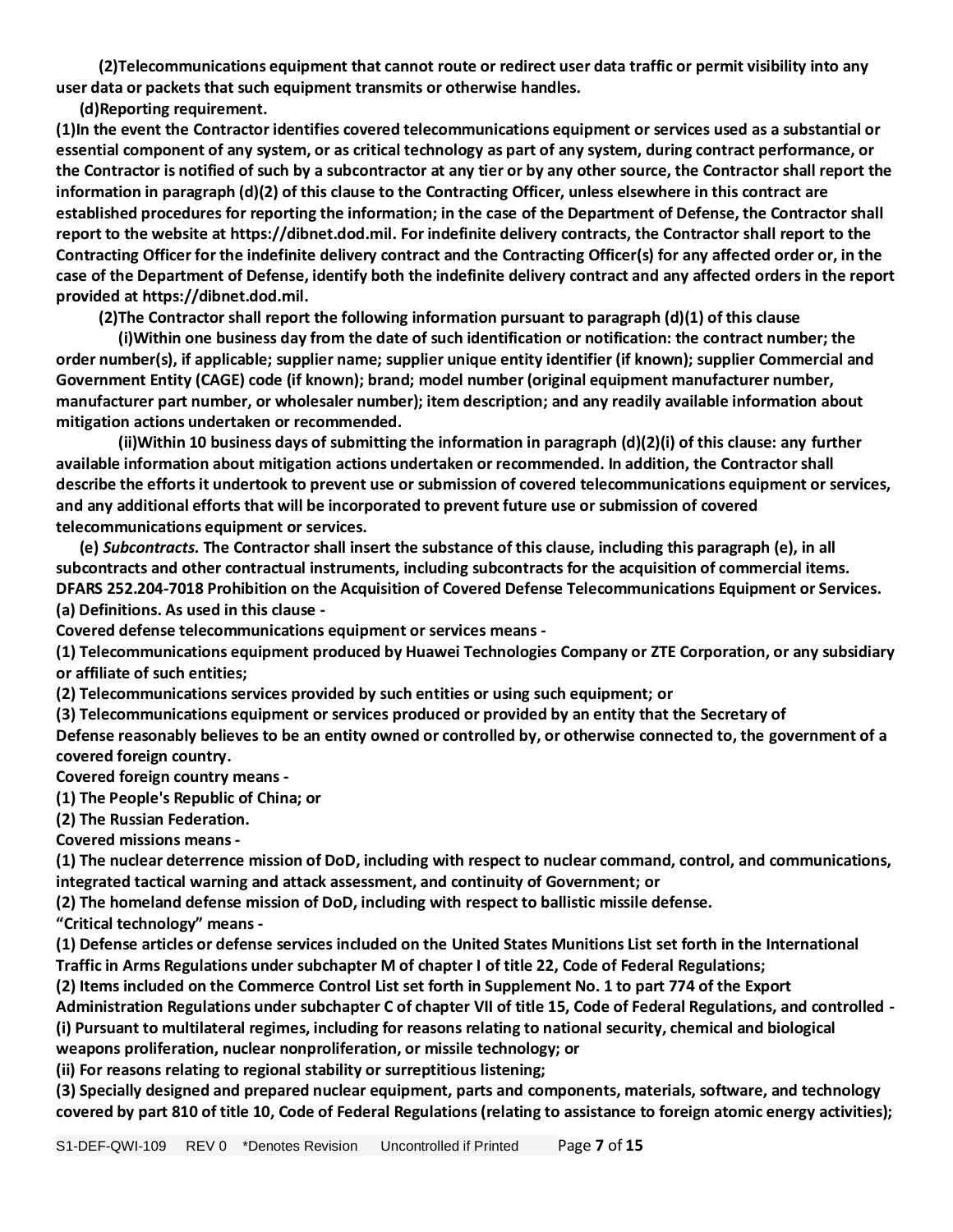**(2)Telecommunications equipment that cannot route or redirect user data traffic or permit visibility into any user data or packets that such equipment transmits or otherwise handles.**

**(d)Reporting requirement.**

**(1)In the event the Contractor identifies covered telecommunications equipment or services used as a substantial or essential component of any system, or as critical technology as part of any system, during contract performance, or the Contractor is notified of such by a subcontractor at any tier or by any other source, the Contractor shall report the information in paragraph (d)(2) of this clause to the Contracting Officer, unless elsewhere in this contract are established procedures for reporting the information; in the case of the Department of Defense, the Contractor shall report to the website at https://dibnet.dod.mil. For indefinite delivery contracts, the Contractor shall report to the Contracting Officer for the indefinite delivery contract and the Contracting Officer(s) for any affected order or, in the case of the Department of Defense, identify both the indefinite delivery contract and any affected orders in the report provided at https://dibnet.dod.mil.**

**(2)The Contractor shall report the following information pursuant to paragraph (d)(1) of this clause**

**(i)Within one business day from the date of such identification or notification: the contract number; the order number(s), if applicable; supplier name; supplier unique entity identifier (if known); supplier Commercial and Government Entity (CAGE) code (if known); brand; model number (original equipment manufacturer number, manufacturer part number, or wholesaler number); item description; and any readily available information about mitigation actions undertaken or recommended.**

**(ii)Within 10 business days of submitting the information in paragraph (d)(2)(i) of this clause: any further available information about mitigation actions undertaken or recommended. In addition, the Contractor shall describe the efforts it undertook to prevent use or submission of covered telecommunications equipment or services, and any additional efforts that will be incorporated to prevent future use or submission of covered telecommunications equipment or services.**

**(e) *Subcontracts.* The Contractor shall insert the substance of this clause, including this paragraph (e), in all subcontracts and other contractual instruments, including subcontracts for the acquisition of commercial items.**

**DFARS 252.204-7018 Prohibition on the Acquisition of Covered Defense Telecommunications Equipment or Services.**

**(a) Definitions. As used in this clause -**

**Covered defense telecommunications equipment or services means -**

**(1) Telecommunications equipment produced by Huawei Technologies Company or ZTE Corporation, or any subsidiary or affiliate of such entities;**

**(2) Telecommunications services provided by such entities or using such equipment; or**

**(3) Telecommunications equipment or services produced or provided by an entity that the Secretary of Defense reasonably believes to be an entity owned or controlled by, or otherwise connected to, the government of a covered foreign country.**

**Covered foreign country means -**

**(1) The People's Republic of China; or**

**(2) The Russian Federation.**

**Covered missions means -**

**(1) The nuclear deterrence mission of DoD, including with respect to nuclear command, control, and communications, integrated tactical warning and attack assessment, and continuity of Government; or**

**(2) The homeland defense mission of DoD, including with respect to ballistic missile defense.**

**"Critical technology" means -**

**(1) Defense articles or defense services included on the United States Munitions List set forth in the International Traffic in Arms Regulations under subchapter M of chapter I of title 22, Code of Federal Regulations;**

**(2) Items included on the Commerce Control List set forth in Supplement No. 1 to part 774 of the Export Administration Regulations under subchapter C of chapter VII of title 15, Code of Federal Regulations, and controlled -**

**(i) Pursuant to multilateral regimes, including for reasons relating to national security, chemical and biological weapons proliferation, nuclear nonproliferation, or missile technology; or**

**(ii) For reasons relating to regional stability or surreptitious listening;**

**(3) Specially designed and prepared nuclear equipment, parts and components, materials, software, and technology covered by part 810 of title 10, Code of Federal Regulations (relating to assistance to foreign atomic energy activities);**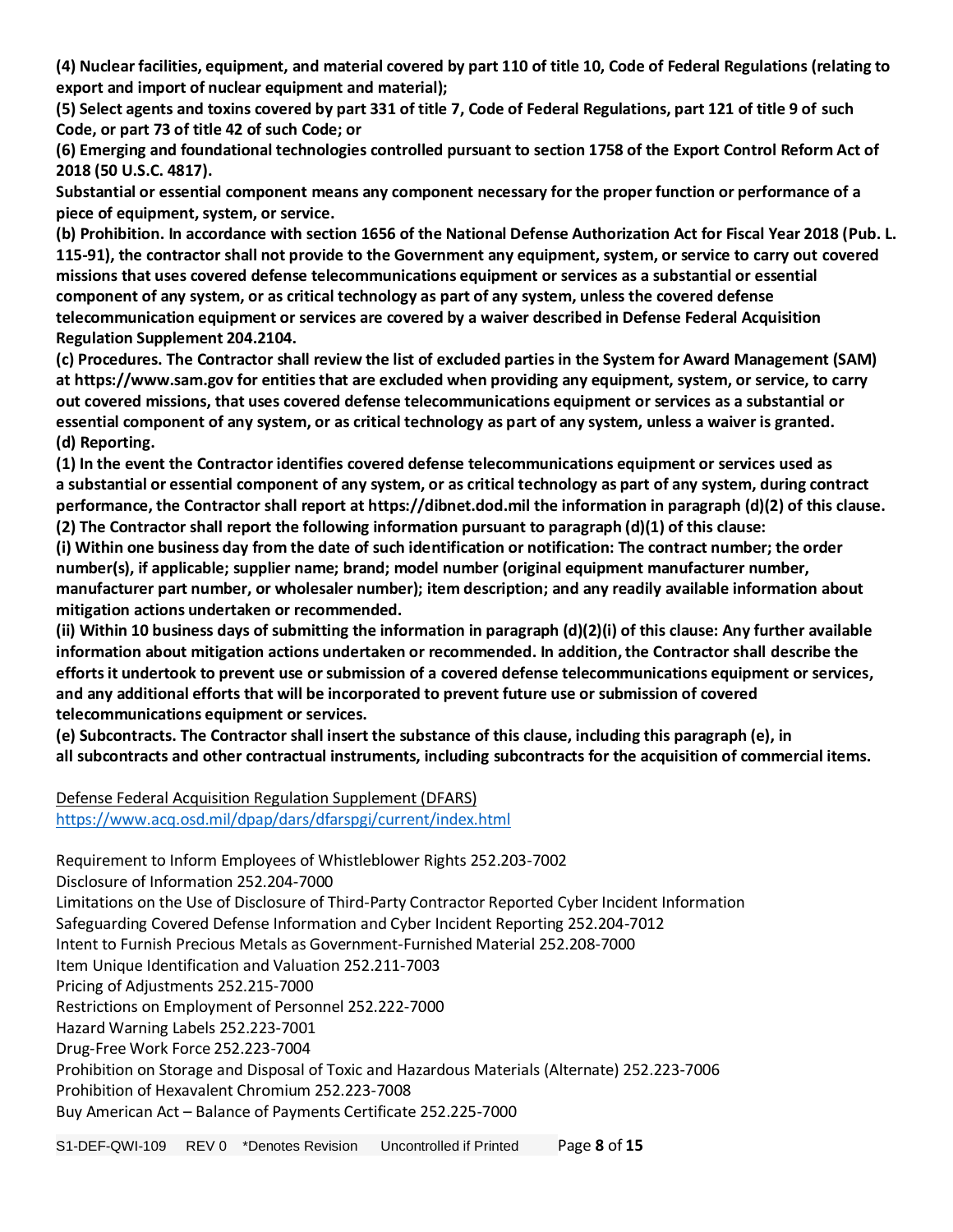**(4) Nuclear facilities, equipment, and material covered by part 110 of title 10, Code of Federal Regulations (relating to export and import of nuclear equipment and material);**

**(5) Select agents and toxins covered by part 331 of title 7, Code of Federal Regulations, part 121 of title 9 of such Code, or part 73 of title 42 of such Code; or**

**(6) Emerging and foundational technologies controlled pursuant to section 1758 of the Export Control Reform Act of 2018 (50 U.S.C. 4817).**

**Substantial or essential component means any component necessary for the proper function or performance of a piece of equipment, system, or service.**

**(b) Prohibition. In accordance with section 1656 of the National Defense Authorization Act for Fiscal Year 2018 (Pub. L. 115-91), the contractor shall not provide to the Government any equipment, system, or service to carry out covered missions that uses covered defense telecommunications equipment or services as a substantial or essential component of any system, or as critical technology as part of any system, unless the covered defense telecommunication equipment or services are covered by a waiver described in Defense Federal Acquisition Regulation Supplement 204.2104.**

**(c) Procedures. The Contractor shall review the list of excluded parties in the System for Award Management (SAM) at https://www.sam.gov for entities that are excluded when providing any equipment, system, or service, to carry out covered missions, that uses covered defense telecommunications equipment or services as a substantial or essential component of any system, or as critical technology as part of any system, unless a waiver is granted.**

**(d) Reporting.**

**(1) In the event the Contractor identifies covered defense telecommunications equipment or services used as a substantial or essential component of any system, or as critical technology as part of any system, during contract performance, the Contractor shall report at https://dibnet.dod.mil the information in paragraph (d)(2) of this clause.**

**(2) The Contractor shall report the following information pursuant to paragraph (d)(1) of this clause:**

**(i) Within one business day from the date of such identification or notification: The contract number; the order number(s), if applicable; supplier name; brand; model number (original equipment manufacturer number, manufacturer part number, or wholesaler number); item description; and any readily available information about mitigation actions undertaken or recommended.**

**(ii) Within 10 business days of submitting the information in paragraph (d)(2)(i) of this clause: Any further available information about mitigation actions undertaken or recommended. In addition, the Contractor shall describe the efforts it undertook to prevent use or submission of a covered defense telecommunications equipment or services, and any additional efforts that will be incorporated to prevent future use or submission of covered telecommunications equipment or services.**

**(e) Subcontracts. The Contractor shall insert the substance of this clause, including this paragraph (e), in all subcontracts and other contractual instruments, including subcontracts for the acquisition of commercial items.**

Defense Federal Acquisition Regulation Supplement (DFARS)
https://www.acq.osd.mil/dpap/dars/dfarspgi/current/index.html

Requirement to Inform Employees of Whistleblower Rights 252.203-7002
Disclosure of Information 252.204-7000
Limitations on the Use of Disclosure of Third-Party Contractor Reported Cyber Incident Information
Safeguarding Covered Defense Information and Cyber Incident Reporting 252.204-7012
Intent to Furnish Precious Metals as Government-Furnished Material 252.208-7000
Item Unique Identification and Valuation 252.211-7003
Pricing of Adjustments 252.215-7000
Restrictions on Employment of Personnel 252.222-7000
Hazard Warning Labels 252.223-7001
Drug-Free Work Force 252.223-7004
Prohibition on Storage and Disposal of Toxic and Hazardous Materials (Alternate) 252.223-7006
Prohibition of Hexavalent Chromium 252.223-7008
Buy American Act – Balance of Payments Certificate 252.225-7000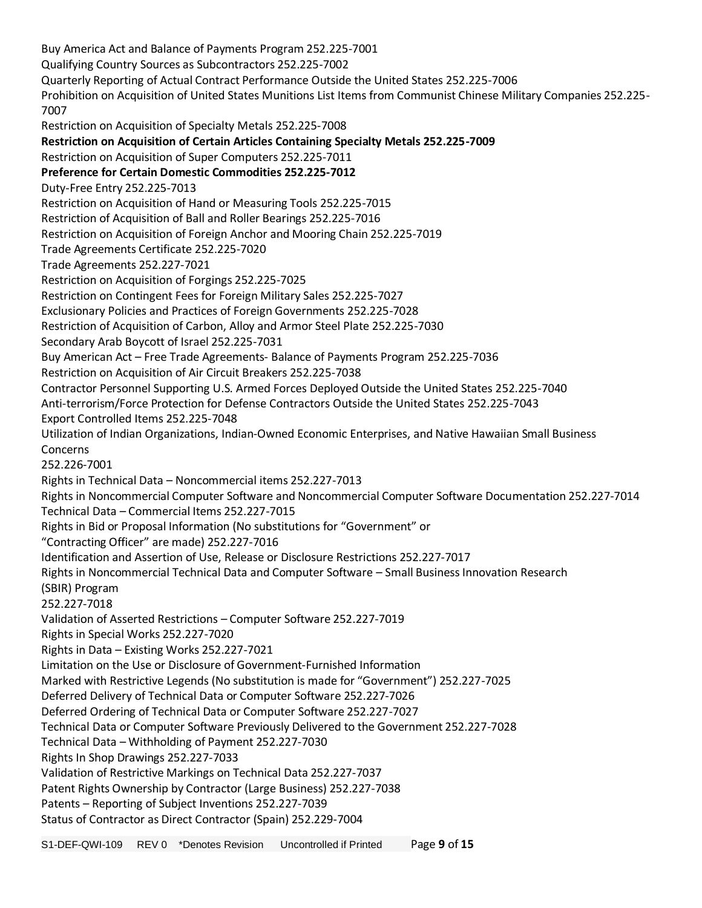Buy America Act and Balance of Payments Program 252.225-7001

Qualifying Country Sources as Subcontractors 252.225-7002

Quarterly Reporting of Actual Contract Performance Outside the United States 252.225-7006

Prohibition on Acquisition of United States Munitions List Items from Communist Chinese Military Companies 252.225-7007

Restriction on Acquisition of Specialty Metals 252.225-7008

**Restriction on Acquisition of Certain Articles Containing Specialty Metals 252.225-7009**

Restriction on Acquisition of Super Computers 252.225-7011

**Preference for Certain Domestic Commodities 252.225-7012**

Duty-Free Entry 252.225-7013

Restriction on Acquisition of Hand or Measuring Tools 252.225-7015

Restriction of Acquisition of Ball and Roller Bearings 252.225-7016

Restriction on Acquisition of Foreign Anchor and Mooring Chain 252.225-7019

Trade Agreements Certificate 252.225-7020

Trade Agreements 252.227-7021

Restriction on Acquisition of Forgings 252.225-7025

Restriction on Contingent Fees for Foreign Military Sales 252.225-7027

Exclusionary Policies and Practices of Foreign Governments 252.225-7028

Restriction of Acquisition of Carbon, Alloy and Armor Steel Plate 252.225-7030

Secondary Arab Boycott of Israel 252.225-7031

Buy American Act – Free Trade Agreements- Balance of Payments Program 252.225-7036

Restriction on Acquisition of Air Circuit Breakers 252.225-7038

Contractor Personnel Supporting U.S. Armed Forces Deployed Outside the United States 252.225-7040

Anti-terrorism/Force Protection for Defense Contractors Outside the United States 252.225-7043

Export Controlled Items 252.225-7048

Utilization of Indian Organizations, Indian-Owned Economic Enterprises, and Native Hawaiian Small Business Concerns
252.226-7001

Rights in Technical Data – Noncommercial items 252.227-7013

Rights in Noncommercial Computer Software and Noncommercial Computer Software Documentation 252.227-7014

Technical Data – Commercial Items 252.227-7015

Rights in Bid or Proposal Information (No substitutions for "Government" or
"Contracting Officer" are made) 252.227-7016

Identification and Assertion of Use, Release or Disclosure Restrictions 252.227-7017

Rights in Noncommercial Technical Data and Computer Software – Small Business Innovation Research (SBIR) Program
252.227-7018

Validation of Asserted Restrictions – Computer Software 252.227-7019

Rights in Special Works 252.227-7020

Rights in Data – Existing Works 252.227-7021

Limitation on the Use or Disclosure of Government-Furnished Information
Marked with Restrictive Legends (No substitution is made for "Government") 252.227-7025

Deferred Delivery of Technical Data or Computer Software 252.227-7026

Deferred Ordering of Technical Data or Computer Software 252.227-7027

Technical Data or Computer Software Previously Delivered to the Government 252.227-7028

Technical Data – Withholding of Payment 252.227-7030

Rights In Shop Drawings 252.227-7033

Validation of Restrictive Markings on Technical Data 252.227-7037

Patent Rights Ownership by Contractor (Large Business) 252.227-7038

Patents – Reporting of Subject Inventions 252.227-7039

Status of Contractor as Direct Contractor (Spain) 252.229-7004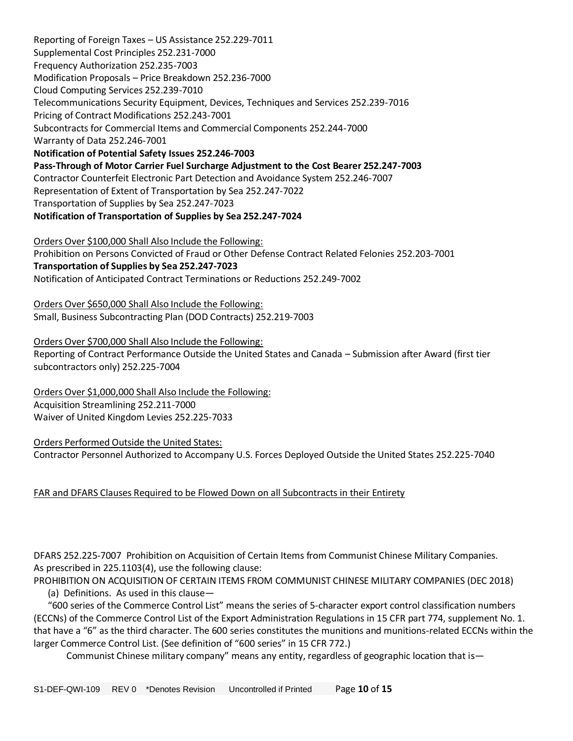Reporting of Foreign Taxes – US Assistance 252.229-7011
Supplemental Cost Principles 252.231-7000
Frequency Authorization 252.235-7003
Modification Proposals – Price Breakdown 252.236-7000
Cloud Computing Services 252.239-7010
Telecommunications Security Equipment, Devices, Techniques and Services 252.239-7016
Pricing of Contract Modifications 252.243-7001
Subcontracts for Commercial Items and Commercial Components 252.244-7000
Warranty of Data 252.246-7001
**Notification of Potential Safety Issues 252.246-7003**
**Pass-Through of Motor Carrier Fuel Surcharge Adjustment to the Cost Bearer 252.247-7003**
Contractor Counterfeit Electronic Part Detection and Avoidance System 252.246-7007
Representation of Extent of Transportation by Sea 252.247-7022
Transportation of Supplies by Sea 252.247-7023
**Notification of Transportation of Supplies by Sea 252.247-7024**

Orders Over $100,000 Shall Also Include the Following:
Prohibition on Persons Convicted of Fraud or Other Defense Contract Related Felonies 252.203-7001
**Transportation of Supplies by Sea 252.247-7023**
Notification of Anticipated Contract Terminations or Reductions 252.249-7002

Orders Over $650,000 Shall Also Include the Following:
Small, Business Subcontracting Plan (DOD Contracts) 252.219-7003

Orders Over $700,000 Shall Also Include the Following:
Reporting of Contract Performance Outside the United States and Canada – Submission after Award (first tier subcontractors only) 252.225-7004

Orders Over $1,000,000 Shall Also Include the Following:
Acquisition Streamlining 252.211-7000
Waiver of United Kingdom Levies 252.225-7033

Orders Performed Outside the United States:
Contractor Personnel Authorized to Accompany U.S. Forces Deployed Outside the United States 252.225-7040

FAR and DFARS Clauses Required to be Flowed Down on all Subcontracts in their Entirety

DFARS 252.225-7007 Prohibition on Acquisition of Certain Items from Communist Chinese Military Companies.
As prescribed in 225.1103(4), use the following clause:
PROHIBITION ON ACQUISITION OF CERTAIN ITEMS FROM COMMUNIST CHINESE MILITARY COMPANIES (DEC 2018)

(a) Definitions. As used in this clause—

"600 series of the Commerce Control List" means the series of 5-character export control classification numbers (ECCNs) of the Commerce Control List of the Export Administration Regulations in 15 CFR part 774, supplement No. 1. that have a "6" as the third character. The 600 series constitutes the munitions and munitions-related ECCNs within the larger Commerce Control List. (See definition of "600 series" in 15 CFR 772.)

Communist Chinese military company" means any entity, regardless of geographic location that is—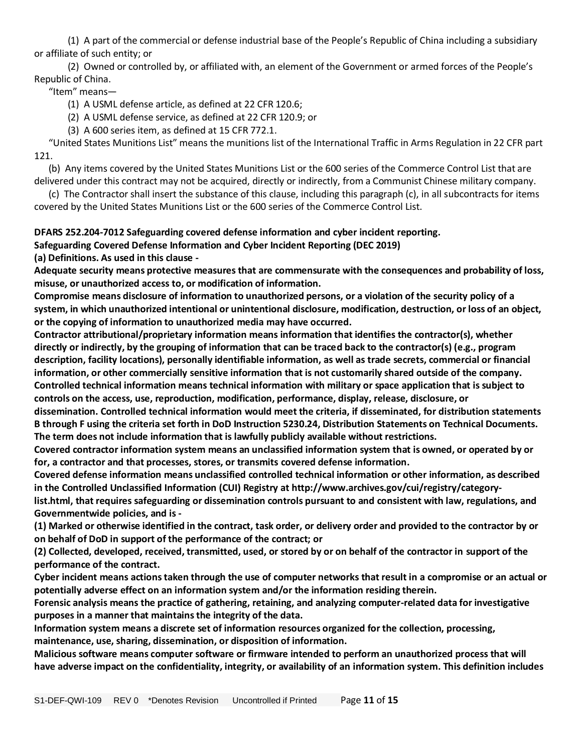(1) A part of the commercial or defense industrial base of the People's Republic of China including a subsidiary or affiliate of such entity; or

(2) Owned or controlled by, or affiliated with, an element of the Government or armed forces of the People's Republic of China.

"Item" means—

(1) A USML defense article, as defined at 22 CFR 120.6;

(2) A USML defense service, as defined at 22 CFR 120.9; or

(3) A 600 series item, as defined at 15 CFR 772.1.

"United States Munitions List" means the munitions list of the International Traffic in Arms Regulation in 22 CFR part 121.

(b) Any items covered by the United States Munitions List or the 600 series of the Commerce Control List that are delivered under this contract may not be acquired, directly or indirectly, from a Communist Chinese military company.

(c) The Contractor shall insert the substance of this clause, including this paragraph (c), in all subcontracts for items covered by the United States Munitions List or the 600 series of the Commerce Control List.

**DFARS 252.204-7012 Safeguarding covered defense information and cyber incident reporting.**

**Safeguarding Covered Defense Information and Cyber Incident Reporting (DEC 2019)**

**(a) Definitions. As used in this clause -**

**Adequate security means protective measures that are commensurate with the consequences and probability of loss, misuse, or unauthorized access to, or modification of information.**

**Compromise means disclosure of information to unauthorized persons, or a violation of the security policy of a system, in which unauthorized intentional or unintentional disclosure, modification, destruction, or loss of an object, or the copying of information to unauthorized media may have occurred.**

**Contractor attributional/proprietary information means information that identifies the contractor(s), whether directly or indirectly, by the grouping of information that can be traced back to the contractor(s) (e.g., program description, facility locations), personally identifiable information, as well as trade secrets, commercial or financial information, or other commercially sensitive information that is not customarily shared outside of the company.**

**Controlled technical information means technical information with military or space application that is subject to controls on the access, use, reproduction, modification, performance, display, release, disclosure, or dissemination. Controlled technical information would meet the criteria, if disseminated, for distribution statements B through F using the criteria set forth in DoD Instruction 5230.24, Distribution Statements on Technical Documents. The term does not include information that is lawfully publicly available without restrictions.**

**Covered contractor information system means an unclassified information system that is owned, or operated by or for, a contractor and that processes, stores, or transmits covered defense information.**

**Covered defense information means unclassified controlled technical information or other information, as described in the Controlled Unclassified Information (CUI) Registry at http://www.archives.gov/cui/registry/category-list.html, that requires safeguarding or dissemination controls pursuant to and consistent with law, regulations, and Governmentwide policies, and is -**

**(1) Marked or otherwise identified in the contract, task order, or delivery order and provided to the contractor by or on behalf of DoD in support of the performance of the contract; or**

**(2) Collected, developed, received, transmitted, used, or stored by or on behalf of the contractor in support of the performance of the contract.**

**Cyber incident means actions taken through the use of computer networks that result in a compromise or an actual or potentially adverse effect on an information system and/or the information residing therein.**

**Forensic analysis means the practice of gathering, retaining, and analyzing computer-related data for investigative purposes in a manner that maintains the integrity of the data.**

**Information system means a discrete set of information resources organized for the collection, processing, maintenance, use, sharing, dissemination, or disposition of information.**

**Malicious software means computer software or firmware intended to perform an unauthorized process that will have adverse impact on the confidentiality, integrity, or availability of an information system. This definition includes**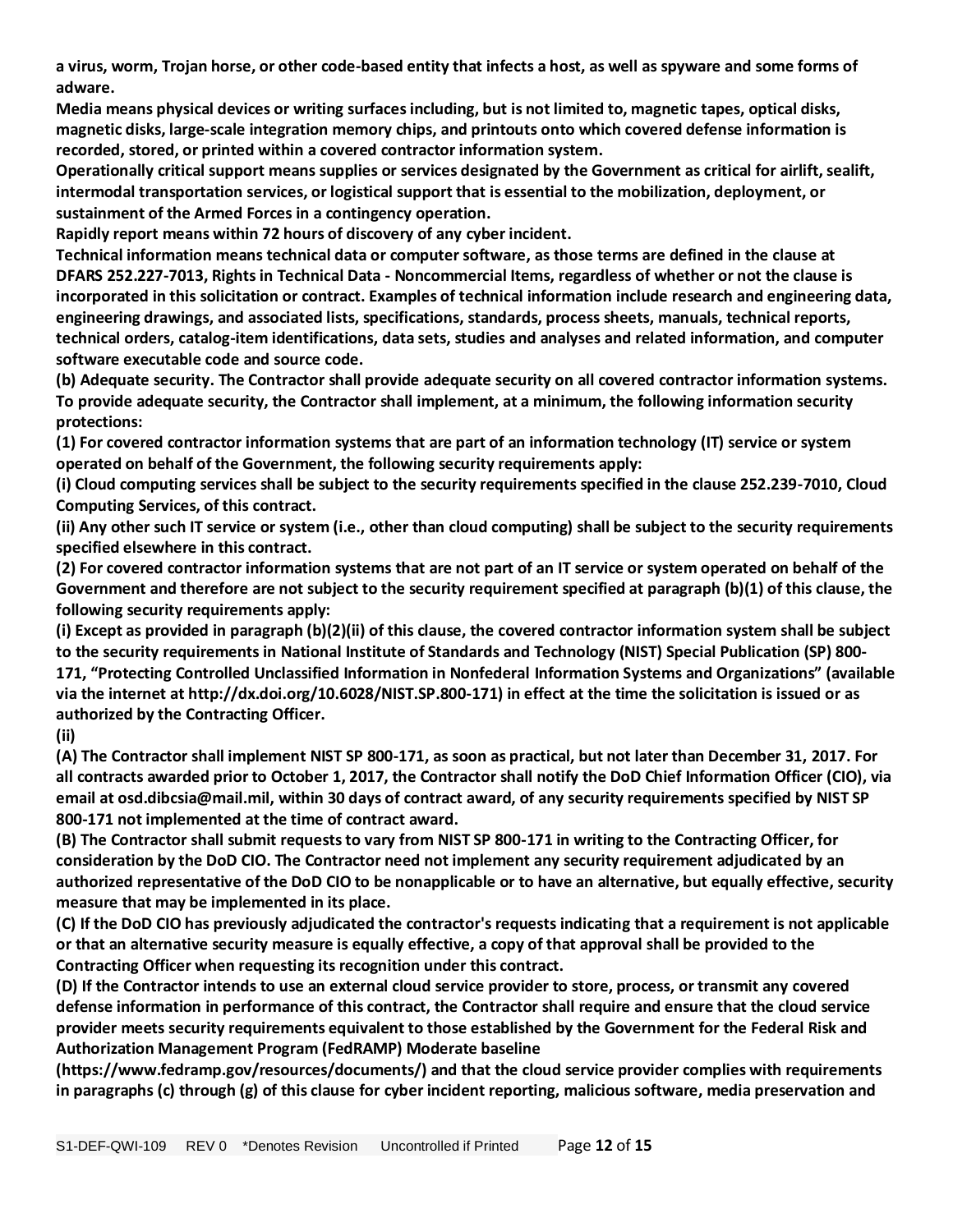**a virus, worm, Trojan horse, or other code-based entity that infects a host, as well as spyware and some forms of adware.**

**Media means physical devices or writing surfaces including, but is not limited to, magnetic tapes, optical disks, magnetic disks, large-scale integration memory chips, and printouts onto which covered defense information is recorded, stored, or printed within a covered contractor information system.**

**Operationally critical support means supplies or services designated by the Government as critical for airlift, sealift, intermodal transportation services, or logistical support that is essential to the mobilization, deployment, or sustainment of the Armed Forces in a contingency operation.**

**Rapidly report means within 72 hours of discovery of any cyber incident.**

**Technical information means technical data or computer software, as those terms are defined in the clause at DFARS 252.227-7013, Rights in Technical Data - Noncommercial Items, regardless of whether or not the clause is incorporated in this solicitation or contract. Examples of technical information include research and engineering data, engineering drawings, and associated lists, specifications, standards, process sheets, manuals, technical reports, technical orders, catalog-item identifications, data sets, studies and analyses and related information, and computer software executable code and source code.**

**(b) Adequate security. The Contractor shall provide adequate security on all covered contractor information systems. To provide adequate security, the Contractor shall implement, at a minimum, the following information security protections:**

**(1) For covered contractor information systems that are part of an information technology (IT) service or system operated on behalf of the Government, the following security requirements apply:**

**(i) Cloud computing services shall be subject to the security requirements specified in the clause 252.239-7010, Cloud Computing Services, of this contract.**

**(ii) Any other such IT service or system (i.e., other than cloud computing) shall be subject to the security requirements specified elsewhere in this contract.**

**(2) For covered contractor information systems that are not part of an IT service or system operated on behalf of the Government and therefore are not subject to the security requirement specified at paragraph (b)(1) of this clause, the following security requirements apply:**

**(i) Except as provided in paragraph (b)(2)(ii) of this clause, the covered contractor information system shall be subject to the security requirements in National Institute of Standards and Technology (NIST) Special Publication (SP) 800-171, "Protecting Controlled Unclassified Information in Nonfederal Information Systems and Organizations" (available via the internet at http://dx.doi.org/10.6028/NIST.SP.800-171) in effect at the time the solicitation is issued or as authorized by the Contracting Officer.**

**(ii)**

**(A) The Contractor shall implement NIST SP 800-171, as soon as practical, but not later than December 31, 2017. For all contracts awarded prior to October 1, 2017, the Contractor shall notify the DoD Chief Information Officer (CIO), via email at osd.dibcsia@mail.mil, within 30 days of contract award, of any security requirements specified by NIST SP 800-171 not implemented at the time of contract award.**

**(B) The Contractor shall submit requests to vary from NIST SP 800-171 in writing to the Contracting Officer, for consideration by the DoD CIO. The Contractor need not implement any security requirement adjudicated by an authorized representative of the DoD CIO to be nonapplicable or to have an alternative, but equally effective, security measure that may be implemented in its place.**

**(C) If the DoD CIO has previously adjudicated the contractor's requests indicating that a requirement is not applicable or that an alternative security measure is equally effective, a copy of that approval shall be provided to the Contracting Officer when requesting its recognition under this contract.**

**(D) If the Contractor intends to use an external cloud service provider to store, process, or transmit any covered defense information in performance of this contract, the Contractor shall require and ensure that the cloud service provider meets security requirements equivalent to those established by the Government for the Federal Risk and Authorization Management Program (FedRAMP) Moderate baseline (https://www.fedramp.gov/resources/documents/) and that the cloud service provider complies with requirements in paragraphs (c) through (g) of this clause for cyber incident reporting, malicious software, media preservation and**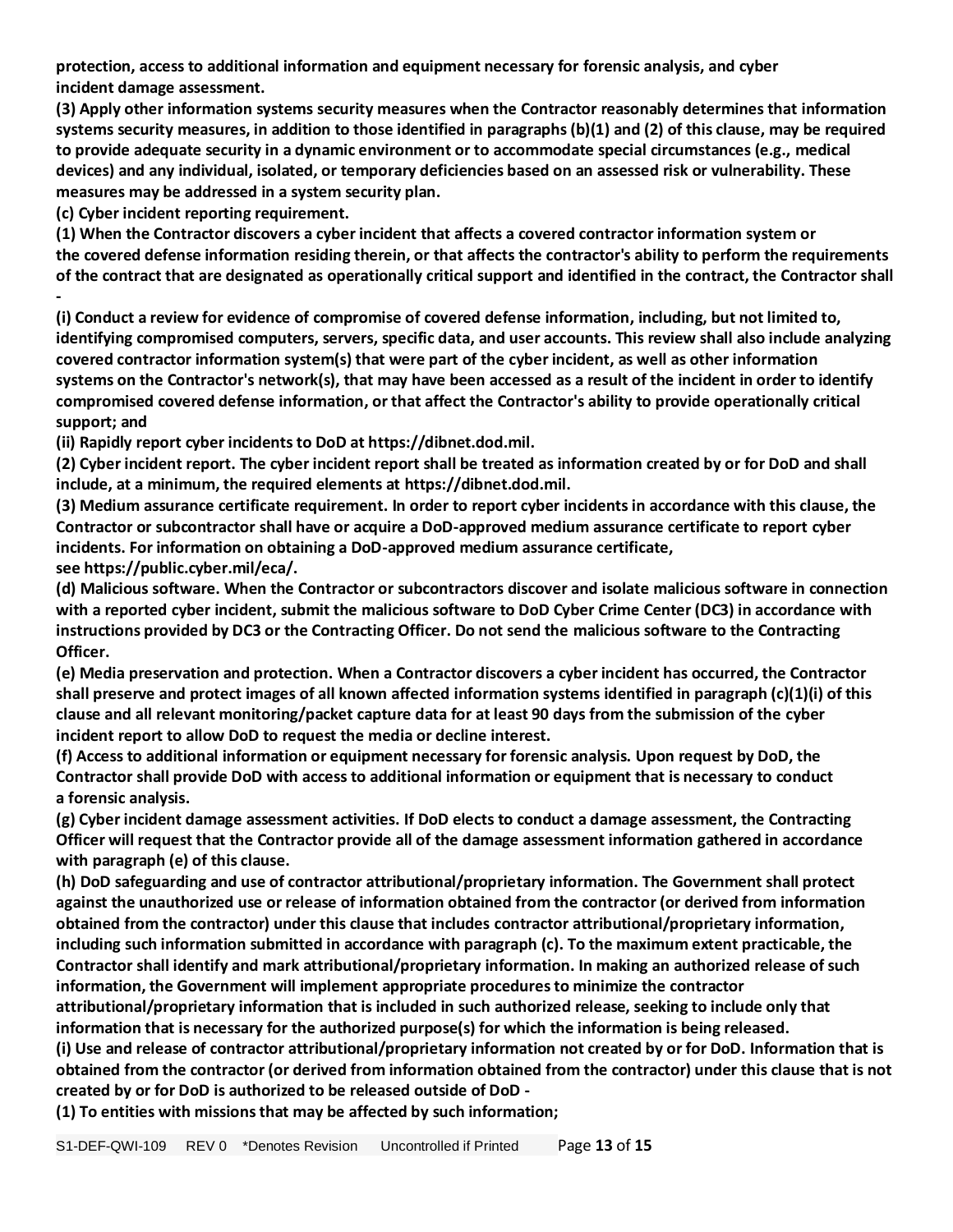**protection, access to additional information and equipment necessary for forensic analysis, and cyber incident damage assessment.**

**(3) Apply other information systems security measures when the Contractor reasonably determines that information systems security measures, in addition to those identified in paragraphs (b)(1) and (2) of this clause, may be required to provide adequate security in a dynamic environment or to accommodate special circumstances (e.g., medical devices) and any individual, isolated, or temporary deficiencies based on an assessed risk or vulnerability. These measures may be addressed in a system security plan.**

**(c) Cyber incident reporting requirement.**

**(1) When the Contractor discovers a cyber incident that affects a covered contractor information system or the covered defense information residing therein, or that affects the contractor's ability to perform the requirements of the contract that are designated as operationally critical support and identified in the contract, the Contractor shall -**

**(i) Conduct a review for evidence of compromise of covered defense information, including, but not limited to, identifying compromised computers, servers, specific data, and user accounts. This review shall also include analyzing covered contractor information system(s) that were part of the cyber incident, as well as other information systems on the Contractor's network(s), that may have been accessed as a result of the incident in order to identify compromised covered defense information, or that affect the Contractor's ability to provide operationally critical support; and**

**(ii) Rapidly report cyber incidents to DoD at https://dibnet.dod.mil.**

**(2) Cyber incident report. The cyber incident report shall be treated as information created by or for DoD and shall include, at a minimum, the required elements at https://dibnet.dod.mil.**

**(3) Medium assurance certificate requirement. In order to report cyber incidents in accordance with this clause, the Contractor or subcontractor shall have or acquire a DoD-approved medium assurance certificate to report cyber incidents. For information on obtaining a DoD-approved medium assurance certificate, see https://public.cyber.mil/eca/.**

**(d) Malicious software. When the Contractor or subcontractors discover and isolate malicious software in connection with a reported cyber incident, submit the malicious software to DoD Cyber Crime Center (DC3) in accordance with instructions provided by DC3 or the Contracting Officer. Do not send the malicious software to the Contracting Officer.**

**(e) Media preservation and protection. When a Contractor discovers a cyber incident has occurred, the Contractor shall preserve and protect images of all known affected information systems identified in paragraph (c)(1)(i) of this clause and all relevant monitoring/packet capture data for at least 90 days from the submission of the cyber incident report to allow DoD to request the media or decline interest.**

**(f) Access to additional information or equipment necessary for forensic analysis. Upon request by DoD, the Contractor shall provide DoD with access to additional information or equipment that is necessary to conduct a forensic analysis.**

**(g) Cyber incident damage assessment activities. If DoD elects to conduct a damage assessment, the Contracting Officer will request that the Contractor provide all of the damage assessment information gathered in accordance with paragraph (e) of this clause.**

**(h) DoD safeguarding and use of contractor attributional/proprietary information. The Government shall protect against the unauthorized use or release of information obtained from the contractor (or derived from information obtained from the contractor) under this clause that includes contractor attributional/proprietary information, including such information submitted in accordance with paragraph (c). To the maximum extent practicable, the Contractor shall identify and mark attributional/proprietary information. In making an authorized release of such information, the Government will implement appropriate procedures to minimize the contractor attributional/proprietary information that is included in such authorized release, seeking to include only that information that is necessary for the authorized purpose(s) for which the information is being released.**

**(i) Use and release of contractor attributional/proprietary information not created by or for DoD. Information that is obtained from the contractor (or derived from information obtained from the contractor) under this clause that is not created by or for DoD is authorized to be released outside of DoD -**

**(1) To entities with missions that may be affected by such information;**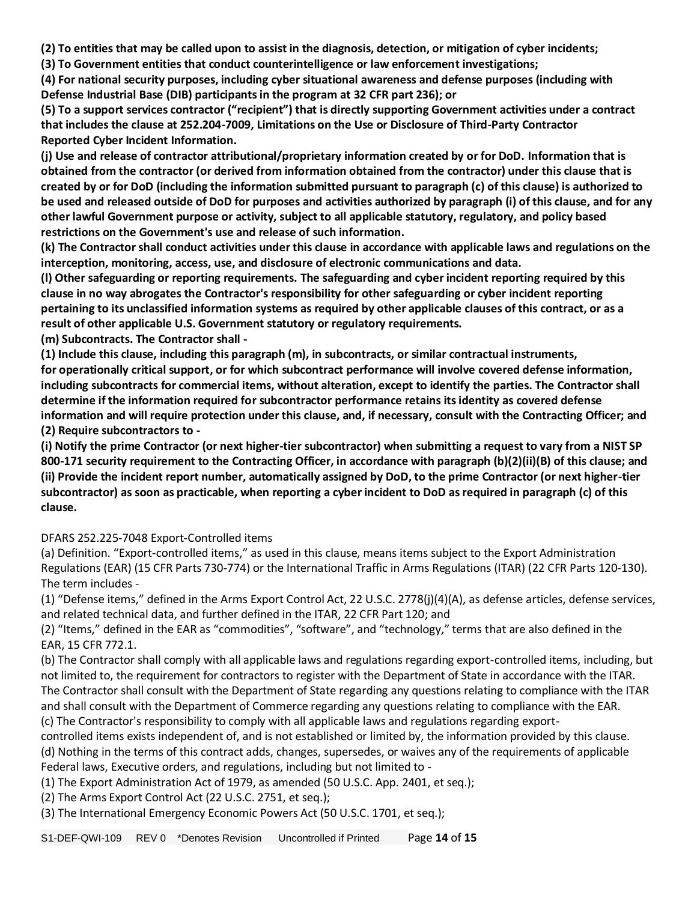**(2) To entities that may be called upon to assist in the diagnosis, detection, or mitigation of cyber incidents;**

**(3) To Government entities that conduct counterintelligence or law enforcement investigations;**

**(4) For national security purposes, including cyber situational awareness and defense purposes (including with Defense Industrial Base (DIB) participants in the program at 32 CFR part 236); or**

**(5) To a support services contractor ("recipient") that is directly supporting Government activities under a contract that includes the clause at 252.204-7009, Limitations on the Use or Disclosure of Third-Party Contractor Reported Cyber Incident Information.**

**(j) Use and release of contractor attributional/proprietary information created by or for DoD. Information that is obtained from the contractor (or derived from information obtained from the contractor) under this clause that is created by or for DoD (including the information submitted pursuant to paragraph (c) of this clause) is authorized to be used and released outside of DoD for purposes and activities authorized by paragraph (i) of this clause, and for any other lawful Government purpose or activity, subject to all applicable statutory, regulatory, and policy based restrictions on the Government's use and release of such information.**

**(k) The Contractor shall conduct activities under this clause in accordance with applicable laws and regulations on the interception, monitoring, access, use, and disclosure of electronic communications and data.**

**(l) Other safeguarding or reporting requirements. The safeguarding and cyber incident reporting required by this clause in no way abrogates the Contractor's responsibility for other safeguarding or cyber incident reporting pertaining to its unclassified information systems as required by other applicable clauses of this contract, or as a result of other applicable U.S. Government statutory or regulatory requirements.**

**(m) Subcontracts. The Contractor shall -**

**(1) Include this clause, including this paragraph (m), in subcontracts, or similar contractual instruments, for operationally critical support, or for which subcontract performance will involve covered defense information, including subcontracts for commercial items, without alteration, except to identify the parties. The Contractor shall determine if the information required for subcontractor performance retains its identity as covered defense information and will require protection under this clause, and, if necessary, consult with the Contracting Officer; and**

**(2) Require subcontractors to -**

**(i) Notify the prime Contractor (or next higher-tier subcontractor) when submitting a request to vary from a NIST SP 800-171 security requirement to the Contracting Officer, in accordance with paragraph (b)(2)(ii)(B) of this clause; and**

**(ii) Provide the incident report number, automatically assigned by DoD, to the prime Contractor (or next higher-tier subcontractor) as soon as practicable, when reporting a cyber incident to DoD as required in paragraph (c) of this clause.**

DFARS 252.225-7048 Export-Controlled items

(a) Definition. "Export-controlled items," as used in this clause, means items subject to the Export Administration Regulations (EAR) (15 CFR Parts 730-774) or the International Traffic in Arms Regulations (ITAR) (22 CFR Parts 120-130). The term includes -

(1) "Defense items," defined in the Arms Export Control Act, 22 U.S.C. 2778(j)(4)(A), as defense articles, defense services, and related technical data, and further defined in the ITAR, 22 CFR Part 120; and

(2) "Items," defined in the EAR as "commodities", "software", and "technology," terms that are also defined in the EAR, 15 CFR 772.1.

(b) The Contractor shall comply with all applicable laws and regulations regarding export-controlled items, including, but not limited to, the requirement for contractors to register with the Department of State in accordance with the ITAR. The Contractor shall consult with the Department of State regarding any questions relating to compliance with the ITAR and shall consult with the Department of Commerce regarding any questions relating to compliance with the EAR.

(c) The Contractor's responsibility to comply with all applicable laws and regulations regarding export-controlled items exists independent of, and is not established or limited by, the information provided by this clause.

(d) Nothing in the terms of this contract adds, changes, supersedes, or waives any of the requirements of applicable Federal laws, Executive orders, and regulations, including but not limited to -

(1) The Export Administration Act of 1979, as amended (50 U.S.C. App. 2401, et seq.);

(2) The Arms Export Control Act (22 U.S.C. 2751, et seq.);

(3) The International Emergency Economic Powers Act (50 U.S.C. 1701, et seq.);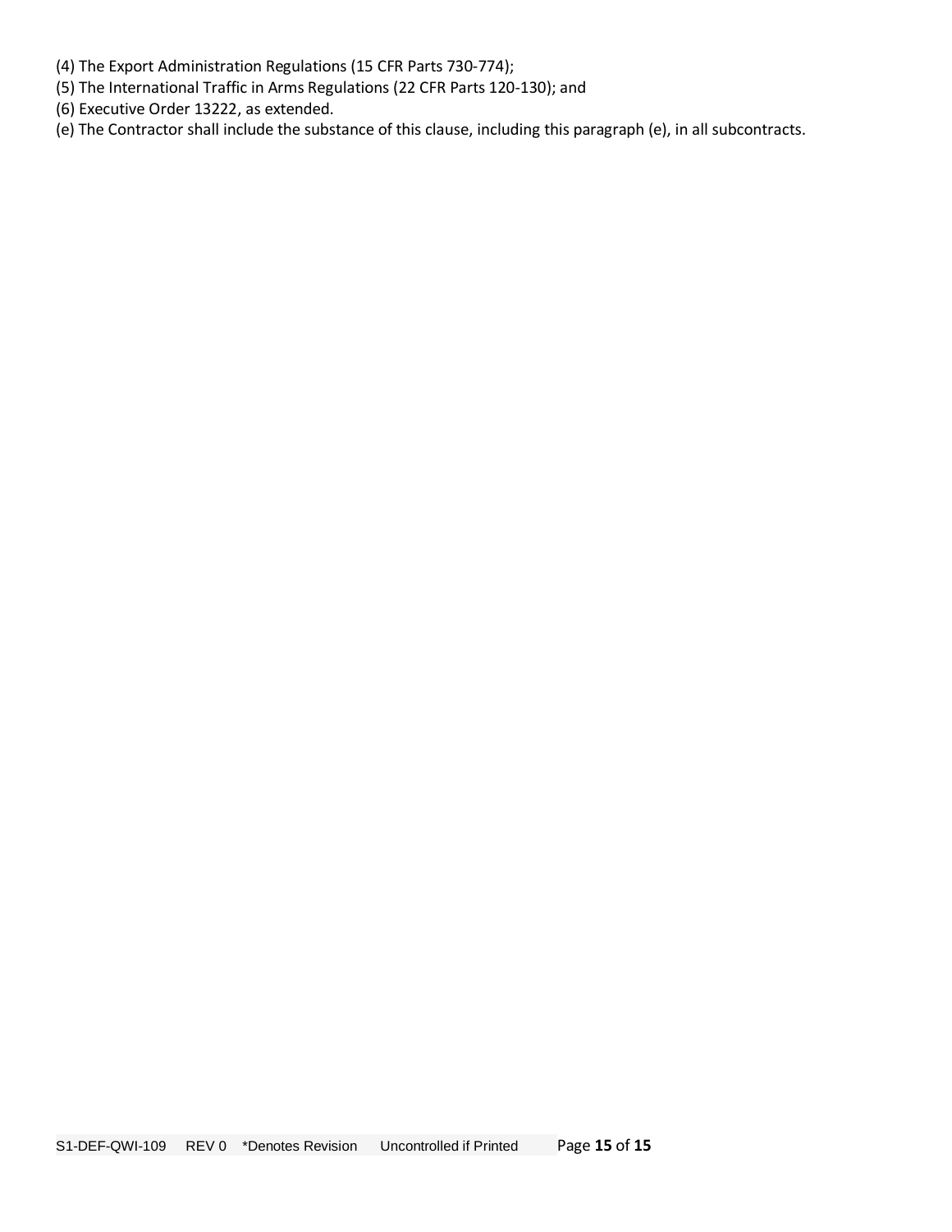(4) The Export Administration Regulations (15 CFR Parts 730-774);

(5) The International Traffic in Arms Regulations (22 CFR Parts 120-130); and

(6) Executive Order 13222, as extended.

(e) The Contractor shall include the substance of this clause, including this paragraph (e), in all subcontracts.